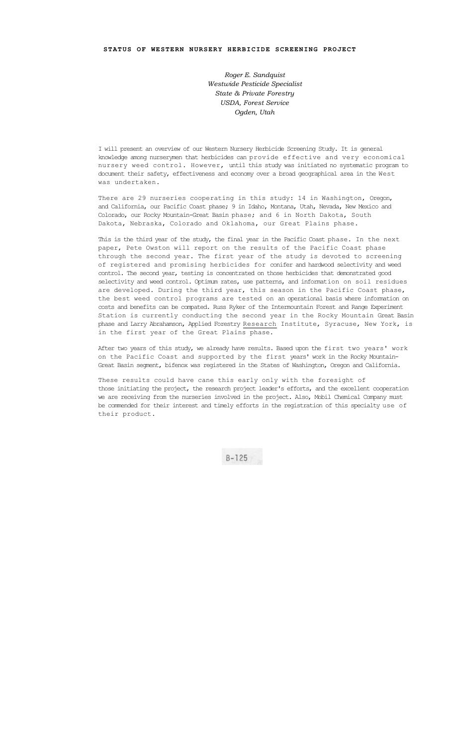# STATUS OF WESTERN NURSERY HERBICIDE SCREENING PROJECT

*Roger E. Sandquist*
*Westwide Pesticide Specialist*
*State & Private Forestry*
*USDA, Forest Service*
*Ogden, Utah*

I will present an overview of our Western Nursery Herbicide Screening Study. It is general knowledge among nurserymen that herbicides can provide effective and very economical nursery weed control. However, until this study was initiated no systematic program to document their safety, effectiveness and economy over a broad geographical area in the West was undertaken.

There are 29 nurseries cooperating in this study: 14 in Washington, Oregon, and California, our Pacific Coast phase; 9 in Idaho, Montana, Utah, Nevada, New Mexico and Colorado, our Rocky Mountain-Great Basin phase; and 6 in North Dakota, South Dakota, Nebraska, Colorado and Oklahoma, our Great Plains phase.

This is the third year of the study, the final year in the Pacific Coast phase. In the next paper, Pete Owston will report on the results of the Pacific Coast phase through the second year. The first year of the study is devoted to screening of registered and promising herbicides for conifer and hardwood selectivity and weed control. The second year, testing is concentrated on those herbicides that demonstrated good selectivity and weed control. Optimum rates, use patterns, and information on soil residues are developed. During the third year, this season in the Pacific Coast phase, the best weed control programs are tested on an operational basis where information on costs and benefits can be compated. Russ Ryker of the Intermountain Forest and Range Experiment Station is currently conducting the second year in the Rocky Mountain Great Basin phase and Larry Abrahamson, Applied Forestry Research Institute, Syracuse, New York, is in the first year of the Great Plains phase.

After two years of this study, we already have results. Based upon the first two years' work on the Pacific Coast and supported by the first years' work in the Rocky Mountain-Great Basin segment, bifenox was registered in the States of Washington, Oregon and California.

These results could have cane this early only with the foresight of those initiating the project, the research project leader's efforts, and the excellent cooperation we are receiving from the nurseries involved in the project. Also, Mobil Chemical Company must be commended for their interest and timely efforts in the registration of this specialty use of their product.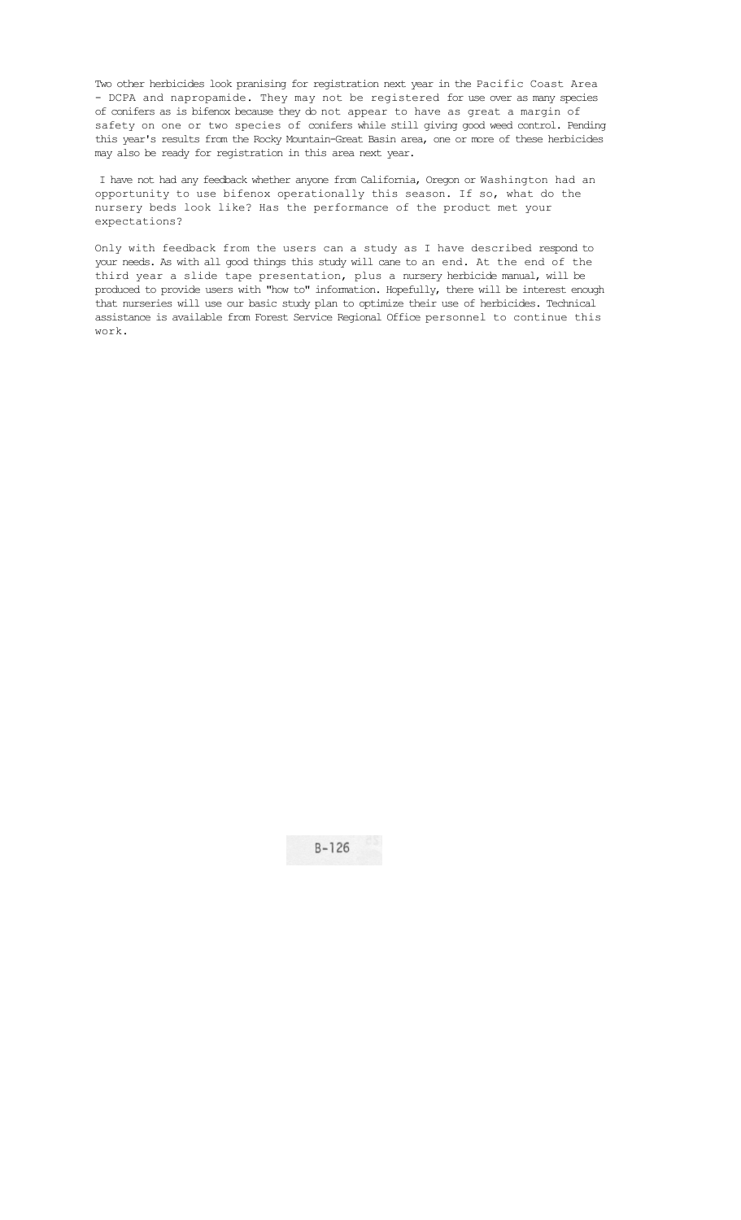Two other herbicides look pranising for registration next year in the Pacific Coast Area - DCPA and napropamide. They may not be registered for use over as many species of conifers as is bifenox because they do not appear to have as great a margin of safety on one or two species of conifers while still giving good weed control. Pending this year's results from the Rocky Mountain-Great Basin area, one or more of these herbicides may also be ready for registration in this area next year.

I have not had any feedback whether anyone from California, Oregon or Washington had an opportunity to use bifenox operationally this season. If so, what do the nursery beds look like? Has the performance of the product met your expectations?

Only with feedback from the users can a study as I have described respond to your needs. As with all good things this study will cane to an end. At the end of the third year a slide tape presentation, plus a nursery herbicide manual, will be produced to provide users with "how to" information. Hopefully, there will be interest enough that nurseries will use our basic study plan to optimize their use of herbicides. Technical assistance is available from Forest Service Regional Office personnel to continue this work.